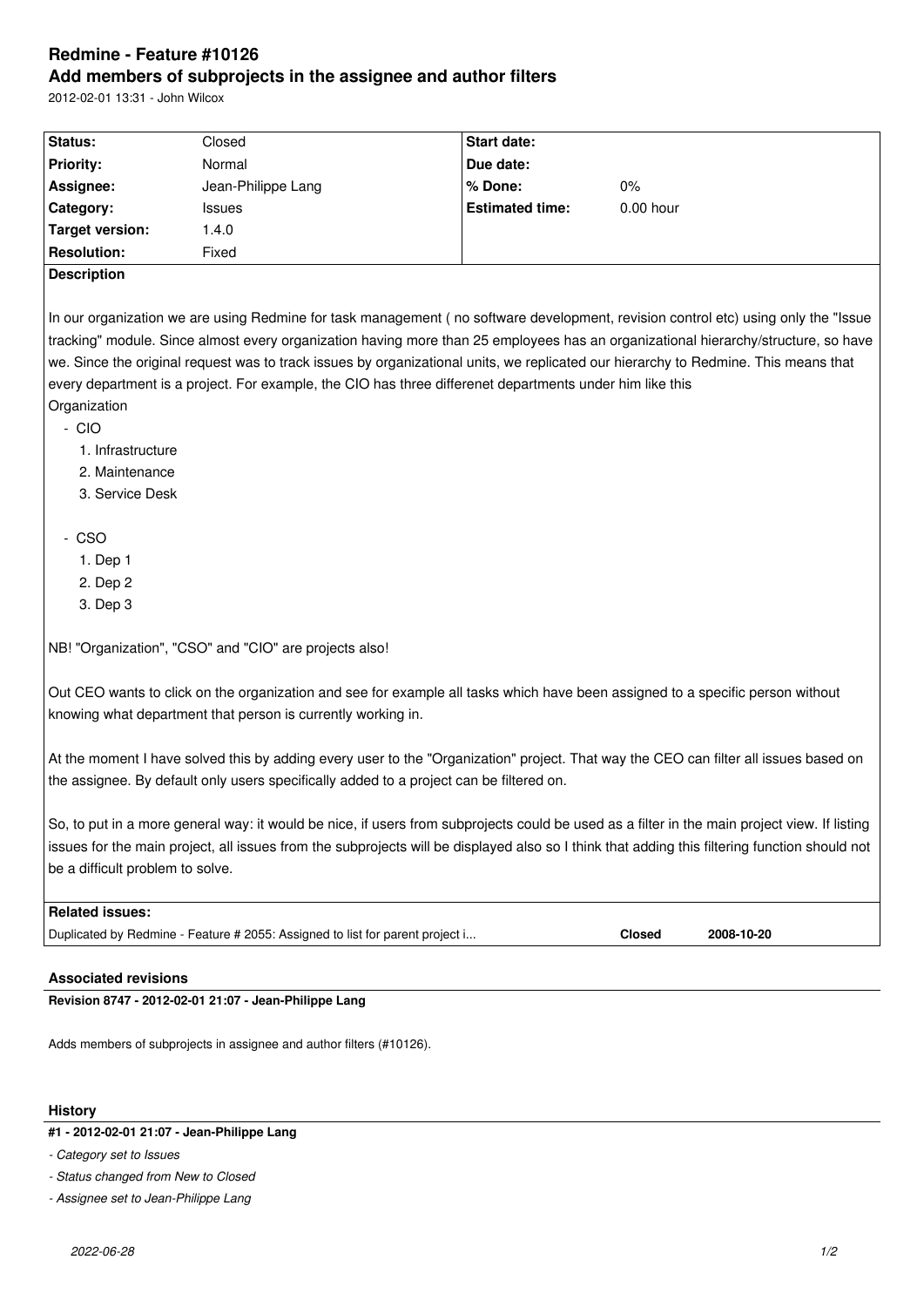# Redmine - Feature #10126

## Add members of subprojects in the assignee and author filters

2012-02-01 13:31 - John Wilcox

| | | | |
|---|---|---|---|
| **Status:** | Closed | **Start date:** | |
| **Priority:** | Normal | **Due date:** | |
| **Assignee:** | Jean-Philippe Lang | **% Done:** | 0% |
| **Category:** | Issues | **Estimated time:** | 0.00 hour |
| **Target version:** | 1.4.0 | | |
| **Resolution:** | Fixed | | |

**Description**

In our organization we are using Redmine for task management ( no software development, revision control etc) using only the "Issue tracking" module. Since almost every organization having more than 25 employees has an organizational hierarchy/structure, so have we. Since the original request was to track issues by organizational units, we replicated our hierarchy to Redmine. This means that every department is a project. For example, the CIO has three differenet departments under him like this

Organization

- CIO
  1. Infrastructure
  2. Maintenance
  3. Service Desk

- CSO
  1. Dep 1
  2. Dep 2
  3. Dep 3

NB! "Organization", "CSO" and "CIO" are projects also!

Out CEO wants to click on the organization and see for example all tasks which have been assigned to a specific person without knowing what department that person is currently working in.

At the moment I have solved this by adding every user to the "Organization" project. That way the CEO can filter all issues based on the assignee. By default only users specifically added to a project can be filtered on.

So, to put in a more general way: it would be nice, if users from subprojects could be used as a filter in the main project view. If listing issues for the main project, all issues from the subprojects will be displayed also so I think that adding this filtering function should not be a difficult problem to solve.

**Related issues:**

| | | |
|---|---|---|
| Duplicated by Redmine - Feature # 2055: Assigned to list for parent project i... | **Closed** | **2008-10-20** |

### Associated revisions

**Revision 8747 - 2012-02-01 21:07 - Jean-Philippe Lang**

Adds members of subprojects in assignee and author filters (#10126).

### History

**#1 - 2012-02-01 21:07 - Jean-Philippe Lang**

*- Category set to Issues*

*- Status changed from New to Closed*

*- Assignee set to Jean-Philippe Lang*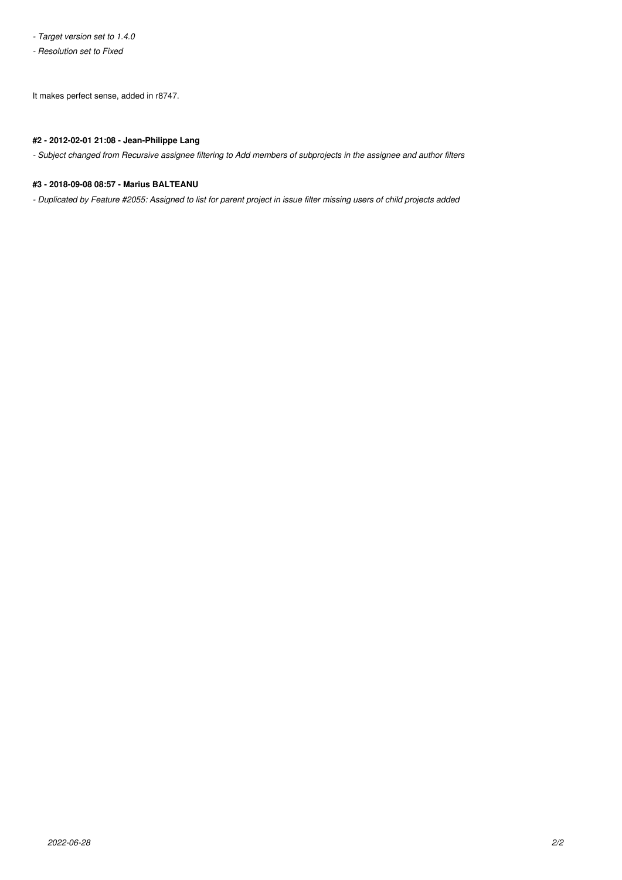*- Target version set to 1.4.0*

*- Resolution set to Fixed*

It makes perfect sense, added in r8747.

#### #2 - 2012-02-01 21:08 - Jean-Philippe Lang

*- Subject changed from Recursive assignee filtering to Add members of subprojects in the assignee and author filters*

#### #3 - 2018-09-08 08:57 - Marius BALTEANU

*- Duplicated by Feature #2055: Assigned to list for parent project in issue filter missing users of child projects added*